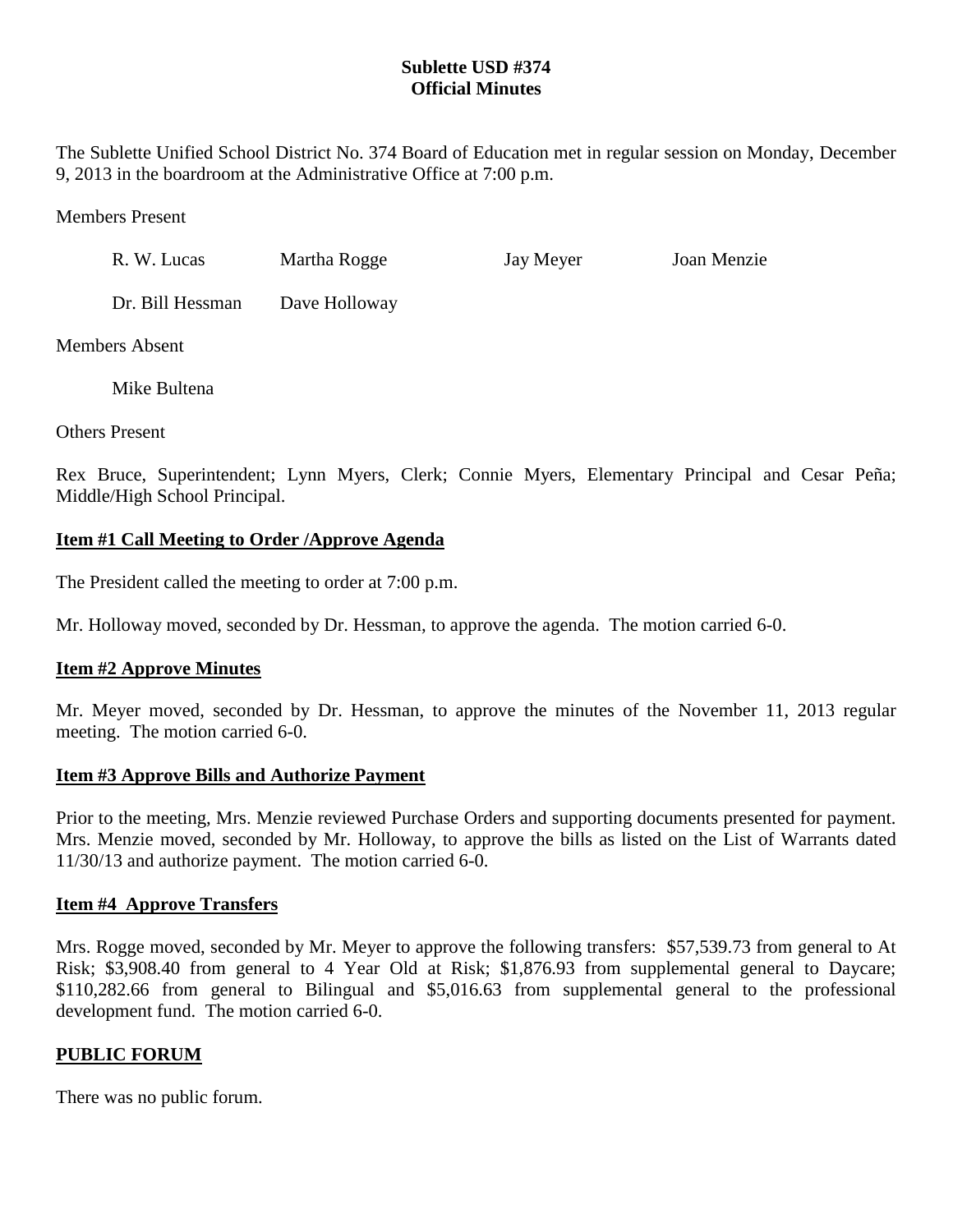# Sublette USD #374
## Official Minutes

The Sublette Unified School District No. 374 Board of Education met in regular session on Monday, December 9, 2013 in the boardroom at the Administrative Office at 7:00 p.m.

Members Present

R. W. Lucas    Martha Rogge    Jay Meyer    Joan Menzie

Dr. Bill Hessman    Dave Holloway

Members Absent

Mike Bultena

Others Present

Rex Bruce, Superintendent; Lynn Myers, Clerk; Connie Myers, Elementary Principal and Cesar Peña; Middle/High School Principal.

**Item #1 Call Meeting to Order /Approve Agenda**

The President called the meeting to order at 7:00 p.m.

Mr. Holloway moved, seconded by Dr. Hessman, to approve the agenda. The motion carried 6-0.

**Item #2 Approve Minutes**

Mr. Meyer moved, seconded by Dr. Hessman, to approve the minutes of the November 11, 2013 regular meeting. The motion carried 6-0.

**Item #3 Approve Bills and Authorize Payment**

Prior to the meeting, Mrs. Menzie reviewed Purchase Orders and supporting documents presented for payment. Mrs. Menzie moved, seconded by Mr. Holloway, to approve the bills as listed on the List of Warrants dated 11/30/13 and authorize payment. The motion carried 6-0.

**Item #4 Approve Transfers**

Mrs. Rogge moved, seconded by Mr. Meyer to approve the following transfers: $57,539.73 from general to At Risk; $3,908.40 from general to 4 Year Old at Risk; $1,876.93 from supplemental general to Daycare; $110,282.66 from general to Bilingual and $5,016.63 from supplemental general to the professional development fund. The motion carried 6-0.

**PUBLIC FORUM**

There was no public forum.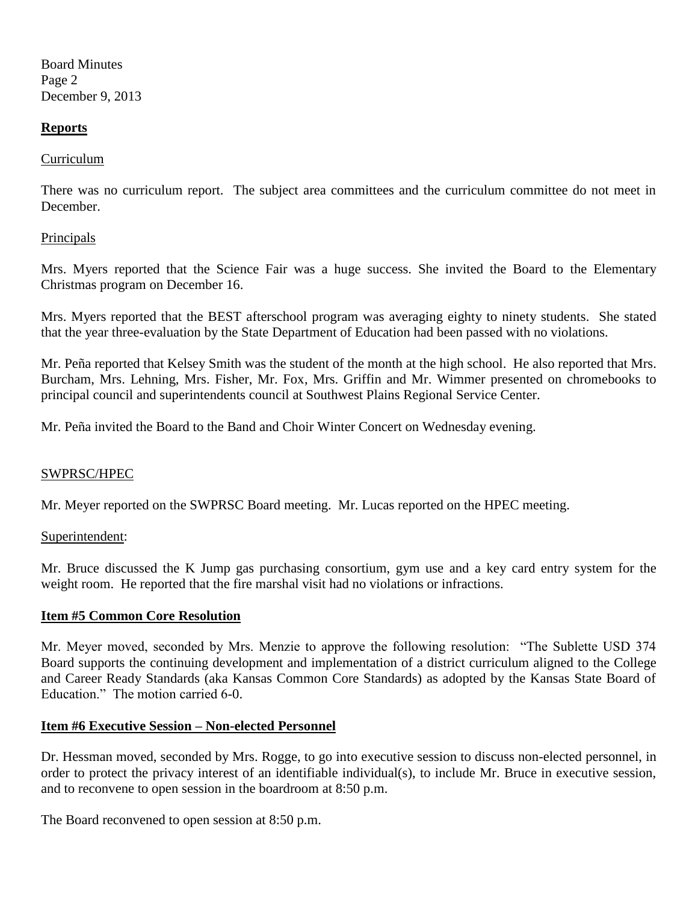## **Reports**

Curriculum

There was no curriculum report. The subject area committees and the curriculum committee do not meet in December.

Principals

Mrs. Myers reported that the Science Fair was a huge success. She invited the Board to the Elementary Christmas program on December 16.

Mrs. Myers reported that the BEST afterschool program was averaging eighty to ninety students. She stated that the year three-evaluation by the State Department of Education had been passed with no violations.

Mr. Peña reported that Kelsey Smith was the student of the month at the high school. He also reported that Mrs. Burcham, Mrs. Lehning, Mrs. Fisher, Mr. Fox, Mrs. Griffin and Mr. Wimmer presented on chromebooks to principal council and superintendents council at Southwest Plains Regional Service Center.

Mr. Peña invited the Board to the Band and Choir Winter Concert on Wednesday evening.

SWPRSC/HPEC

Mr. Meyer reported on the SWPRSC Board meeting. Mr. Lucas reported on the HPEC meeting.

Superintendent:

Mr. Bruce discussed the K Jump gas purchasing consortium, gym use and a key card entry system for the weight room. He reported that the fire marshal visit had no violations or infractions.

## **Item #5 Common Core Resolution**

Mr. Meyer moved, seconded by Mrs. Menzie to approve the following resolution: "The Sublette USD 374 Board supports the continuing development and implementation of a district curriculum aligned to the College and Career Ready Standards (aka Kansas Common Core Standards) as adopted by the Kansas State Board of Education." The motion carried 6-0.

## **Item #6 Executive Session – Non-elected Personnel**

Dr. Hessman moved, seconded by Mrs. Rogge, to go into executive session to discuss non-elected personnel, in order to protect the privacy interest of an identifiable individual(s), to include Mr. Bruce in executive session, and to reconvene to open session in the boardroom at 8:50 p.m.

The Board reconvened to open session at 8:50 p.m.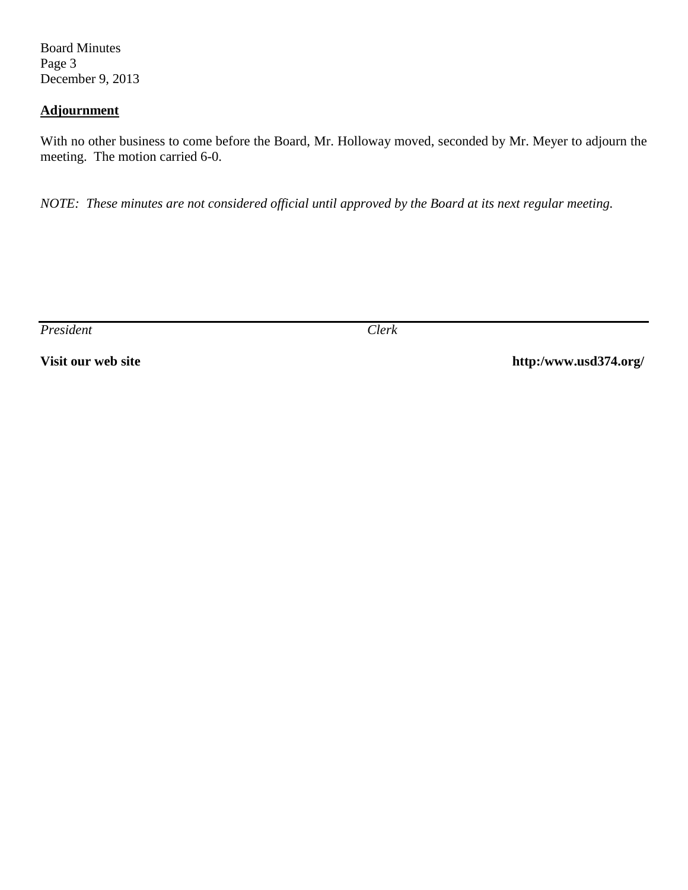## Adjournment

With no other business to come before the Board, Mr. Holloway moved, seconded by Mr. Meyer to adjourn the meeting. The motion carried 6-0.

*NOTE: These minutes are not considered official until approved by the Board at its next regular meeting.*

*President* *Clerk*

**Visit our web site** **http:/www.usd374.org/**